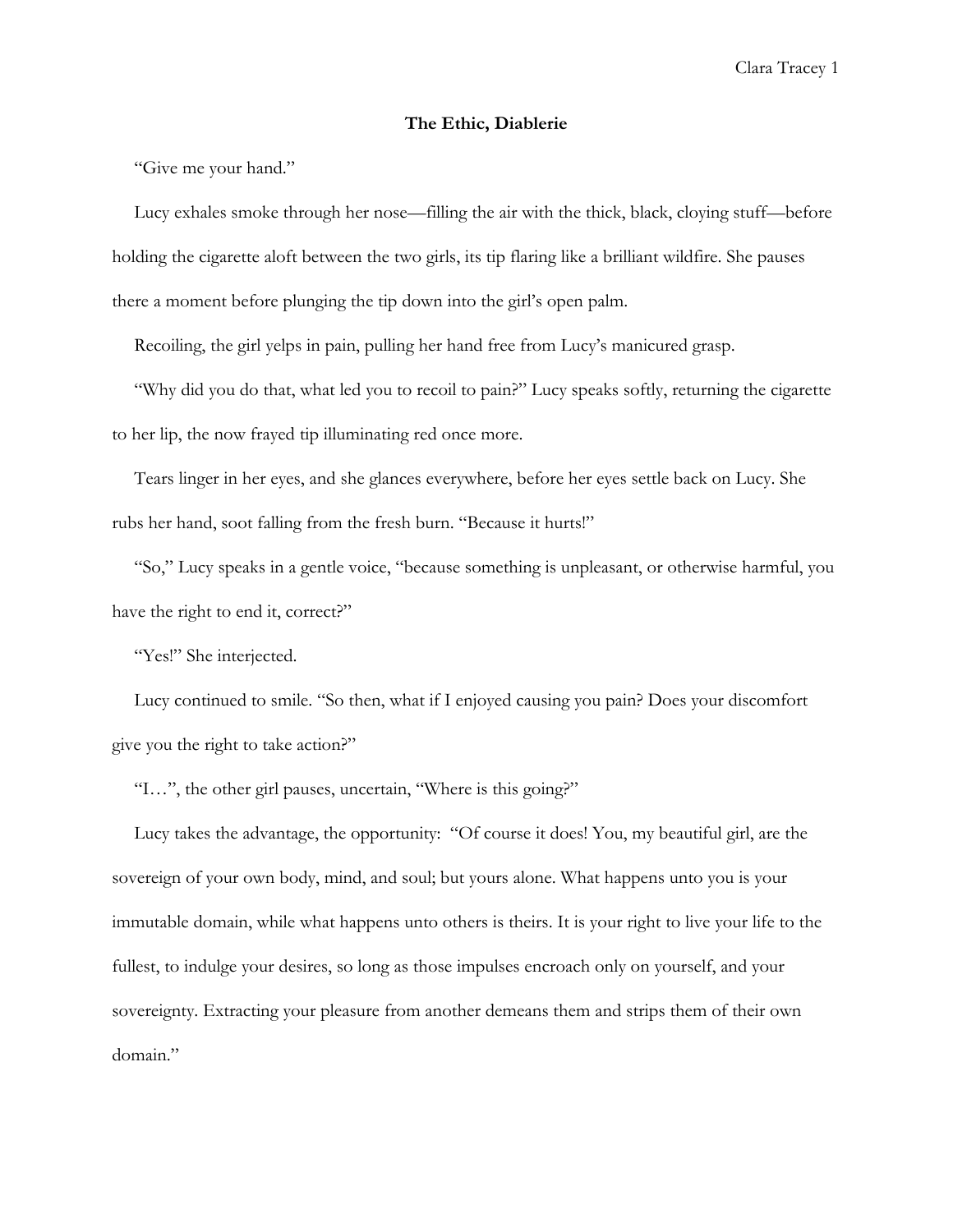**The Ethic, Diablerie**

"Give me your hand."

Lucy exhales smoke through her nose—filling the air with the thick, black, cloying stuff—before holding the cigarette aloft between the two girls, its tip flaring like a brilliant wildfire. She pauses there a moment before plunging the tip down into the girl's open palm.

Recoiling, the girl yelps in pain, pulling her hand free from Lucy's manicured grasp.

"Why did you do that, what led you to recoil to pain?" Lucy speaks softly, returning the cigarette to her lip, the now frayed tip illuminating red once more.

Tears linger in her eyes, and she glances everywhere, before her eyes settle back on Lucy. She rubs her hand, soot falling from the fresh burn. "Because it hurts!"

"So," Lucy speaks in a gentle voice, "because something is unpleasant, or otherwise harmful, you have the right to end it, correct?"

"Yes!" She interjected.

Lucy continued to smile. "So then, what if I enjoyed causing you pain? Does your discomfort give you the right to take action?"

"I…", the other girl pauses, uncertain, "Where is this going?"

Lucy takes the advantage, the opportunity: "Of course it does! You, my beautiful girl, are the sovereign of your own body, mind, and soul; but yours alone. What happens unto you is your immutable domain, while what happens unto others is theirs. It is your right to live your life to the fullest, to indulge your desires, so long as those impulses encroach only on yourself, and your sovereignty. Extracting your pleasure from another demeans them and strips them of their own domain."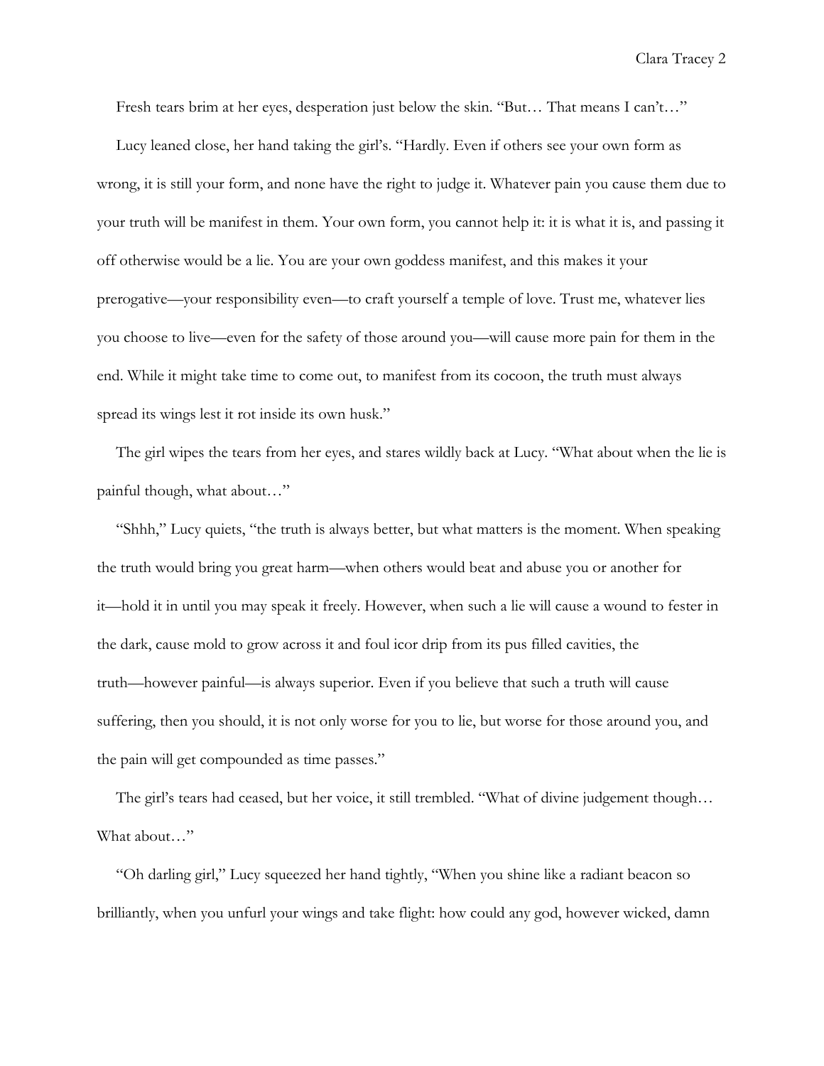Fresh tears brim at her eyes, desperation just below the skin. "But… That means I can't…"

Lucy leaned close, her hand taking the girl's. "Hardly. Even if others see your own form as wrong, it is still your form, and none have the right to judge it. Whatever pain you cause them due to your truth will be manifest in them. Your own form, you cannot help it: it is what it is, and passing it off otherwise would be a lie. You are your own goddess manifest, and this makes it your prerogative—your responsibility even—to craft yourself a temple of love. Trust me, whatever lies you choose to live—even for the safety of those around you—will cause more pain for them in the end. While it might take time to come out, to manifest from its cocoon, the truth must always spread its wings lest it rot inside its own husk."

The girl wipes the tears from her eyes, and stares wildly back at Lucy. "What about when the lie is painful though, what about…"

"Shhh," Lucy quiets, "the truth is always better, but what matters is the moment. When speaking the truth would bring you great harm—when others would beat and abuse you or another for it—hold it in until you may speak it freely. However, when such a lie will cause a wound to fester in the dark, cause mold to grow across it and foul icor drip from its pus filled cavities, the truth—however painful—is always superior. Even if you believe that such a truth will cause suffering, then you should, it is not only worse for you to lie, but worse for those around you, and the pain will get compounded as time passes."

The girl's tears had ceased, but her voice, it still trembled. "What of divine judgement though… What about…"

"Oh darling girl," Lucy squeezed her hand tightly, "When you shine like a radiant beacon so brilliantly, when you unfurl your wings and take flight: how could any god, however wicked, damn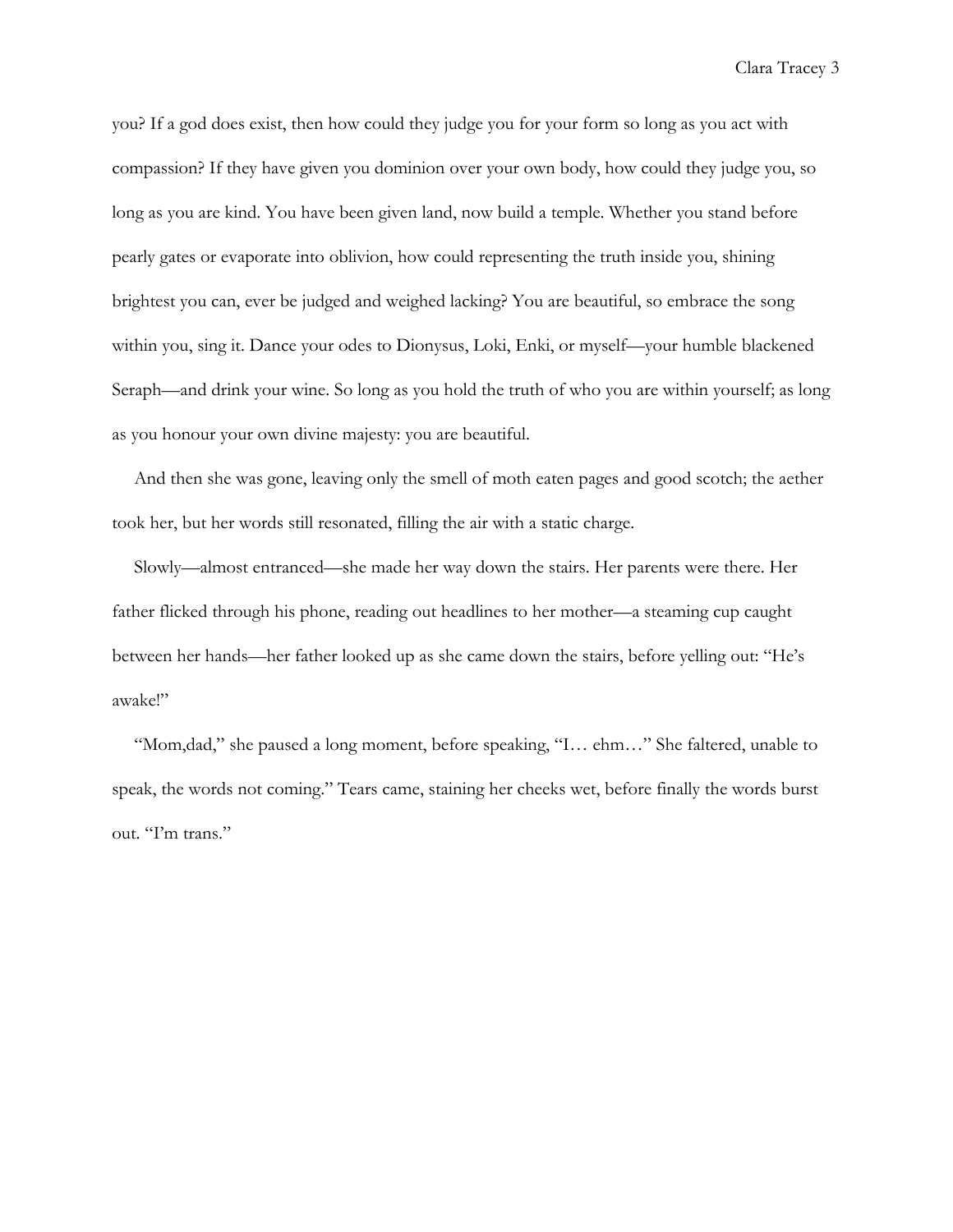you? If a god does exist, then how could they judge you for your form so long as you act with compassion? If they have given you dominion over your own body, how could they judge you, so long as you are kind. You have been given land, now build a temple. Whether you stand before pearly gates or evaporate into oblivion, how could representing the truth inside you, shining brightest you can, ever be judged and weighed lacking? You are beautiful, so embrace the song within you, sing it. Dance your odes to Dionysus, Loki, Enki, or myself—your humble blackened Seraph—and drink your wine. So long as you hold the truth of who you are within yourself; as long as you honour your own divine majesty: you are beautiful.

And then she was gone, leaving only the smell of moth eaten pages and good scotch; the aether took her, but her words still resonated, filling the air with a static charge.

Slowly—almost entranced—she made her way down the stairs. Her parents were there. Her father flicked through his phone, reading out headlines to her mother—a steaming cup caught between her hands—her father looked up as she came down the stairs, before yelling out: "He's awake!"

"Mom,dad," she paused a long moment, before speaking, "I… ehm…" She faltered, unable to speak, the words not coming." Tears came, staining her cheeks wet, before finally the words burst out. "I'm trans."